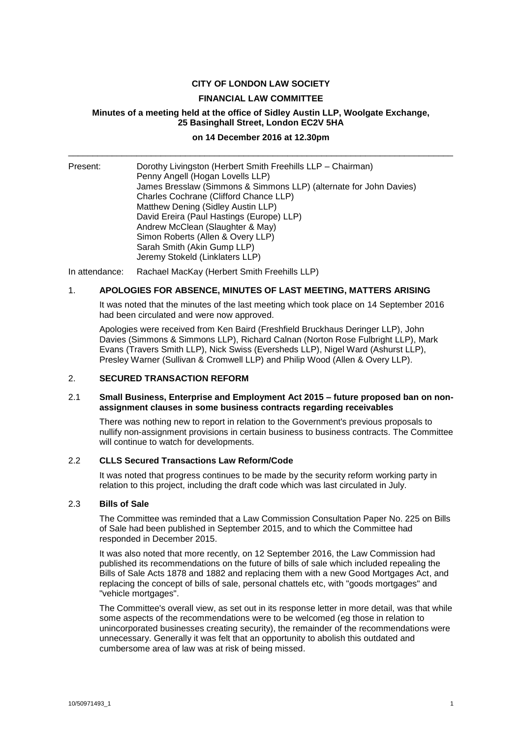**CITY OF LONDON LAW SOCIETY**

**FINANCIAL LAW COMMITTEE**

**Minutes of a meeting held at the office of Sidley Austin LLP, Woolgate Exchange, 25 Basinghall Street, London EC2V 5HA**

**on 14 December 2016 at 12.30pm**

---

Present:

- Dorothy Livingston (Herbert Smith Freehills LLP – Chairman)
- Penny Angell (Hogan Lovells LLP)
- James Bresslaw (Simmons & Simmons LLP) (alternate for John Davies)
- Charles Cochrane (Clifford Chance LLP)
- Matthew Dening (Sidley Austin LLP)
- David Ereira (Paul Hastings (Europe) LLP)
- Andrew McClean (Slaughter & May)
- Simon Roberts (Allen & Overy LLP)
- Sarah Smith (Akin Gump LLP)
- Jeremy Stokeld (Linklaters LLP)

In attendance: Rachael MacKay (Herbert Smith Freehills LLP)

## 1. APOLOGIES FOR ABSENCE, MINUTES OF LAST MEETING, MATTERS ARISING

It was noted that the minutes of the last meeting which took place on 14 September 2016 had been circulated and were now approved.

Apologies were received from Ken Baird (Freshfield Bruckhaus Deringer LLP), John Davies (Simmons & Simmons LLP), Richard Calnan (Norton Rose Fulbright LLP), Mark Evans (Travers Smith LLP), Nick Swiss (Eversheds LLP), Nigel Ward (Ashurst LLP), Presley Warner (Sullivan & Cromwell LLP) and Philip Wood (Allen & Overy LLP).

## 2. SECURED TRANSACTION REFORM

### 2.1 Small Business, Enterprise and Employment Act 2015 – future proposed ban on non-assignment clauses in some business contracts regarding receivables

There was nothing new to report in relation to the Government's previous proposals to nullify non-assignment provisions in certain business to business contracts. The Committee will continue to watch for developments.

### 2.2 CLLS Secured Transactions Law Reform/Code

It was noted that progress continues to be made by the security reform working party in relation to this project, including the draft code which was last circulated in July.

### 2.3 Bills of Sale

The Committee was reminded that a Law Commission Consultation Paper No. 225 on Bills of Sale had been published in September 2015, and to which the Committee had responded in December 2015.

It was also noted that more recently, on 12 September 2016, the Law Commission had published its recommendations on the future of bills of sale which included repealing the Bills of Sale Acts 1878 and 1882 and replacing them with a new Good Mortgages Act, and replacing the concept of bills of sale, personal chattels etc, with "goods mortgages" and "vehicle mortgages".

The Committee's overall view, as set out in its response letter in more detail, was that while some aspects of the recommendations were to be welcomed (eg those in relation to unincorporated businesses creating security), the remainder of the recommendations were unnecessary. Generally it was felt that an opportunity to abolish this outdated and cumbersome area of law was at risk of being missed.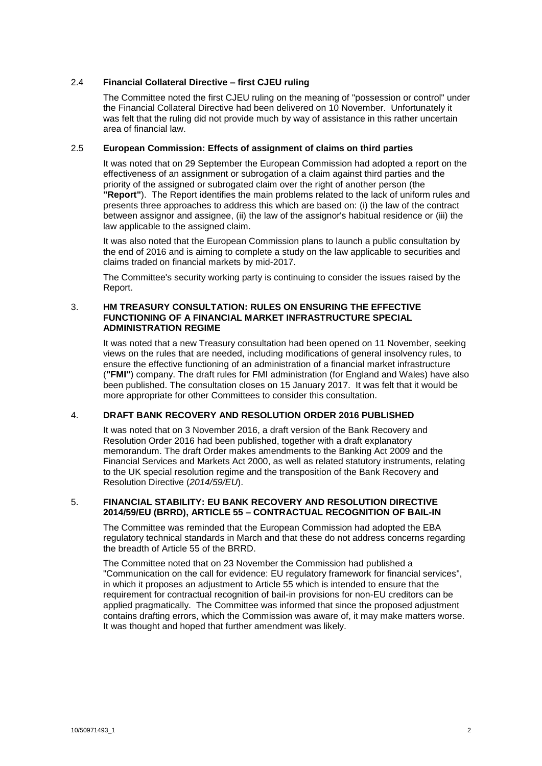### 2.4 **Financial Collateral Directive – first CJEU ruling**

The Committee noted the first CJEU ruling on the meaning of "possession or control" under the Financial Collateral Directive had been delivered on 10 November. Unfortunately it was felt that the ruling did not provide much by way of assistance in this rather uncertain area of financial law.

### 2.5 **European Commission: Effects of assignment of claims on third parties**

It was noted that on 29 September the European Commission had adopted a report on the effectiveness of an assignment or subrogation of a claim against third parties and the priority of the assigned or subrogated claim over the right of another person (the **"Report"**). The Report identifies the main problems related to the lack of uniform rules and presents three approaches to address this which are based on: (i) the law of the contract between assignor and assignee, (ii) the law of the assignor's habitual residence or (iii) the law applicable to the assigned claim.

It was also noted that the European Commission plans to launch a public consultation by the end of 2016 and is aiming to complete a study on the law applicable to securities and claims traded on financial markets by mid-2017.

The Committee's security working party is continuing to consider the issues raised by the Report.

## 3. **HM TREASURY CONSULTATION: RULES ON ENSURING THE EFFECTIVE FUNCTIONING OF A FINANCIAL MARKET INFRASTRUCTURE SPECIAL ADMINISTRATION REGIME**

It was noted that a new Treasury consultation had been opened on 11 November, seeking views on the rules that are needed, including modifications of general insolvency rules, to ensure the effective functioning of an administration of a financial market infrastructure (**"FMI"**) company. The draft rules for FMI administration (for England and Wales) have also been published. The consultation closes on 15 January 2017. It was felt that it would be more appropriate for other Committees to consider this consultation.

## 4. **DRAFT BANK RECOVERY AND RESOLUTION ORDER 2016 PUBLISHED**

It was noted that on 3 November 2016, a draft version of the Bank Recovery and Resolution Order 2016 had been published, together with a draft explanatory memorandum. The draft Order makes amendments to the Banking Act 2009 and the Financial Services and Markets Act 2000, as well as related statutory instruments, relating to the UK special resolution regime and the transposition of the Bank Recovery and Resolution Directive (*2014/59/EU*).

## 5. **FINANCIAL STABILITY: EU BANK RECOVERY AND RESOLUTION DIRECTIVE 2014/59/EU (BRRD), ARTICLE 55 – CONTRACTUAL RECOGNITION OF BAIL-IN**

The Committee was reminded that the European Commission had adopted the EBA regulatory technical standards in March and that these do not address concerns regarding the breadth of Article 55 of the BRRD.

The Committee noted that on 23 November the Commission had published a "Communication on the call for evidence: EU regulatory framework for financial services", in which it proposes an adjustment to Article 55 which is intended to ensure that the requirement for contractual recognition of bail-in provisions for non-EU creditors can be applied pragmatically. The Committee was informed that since the proposed adjustment contains drafting errors, which the Commission was aware of, it may make matters worse. It was thought and hoped that further amendment was likely.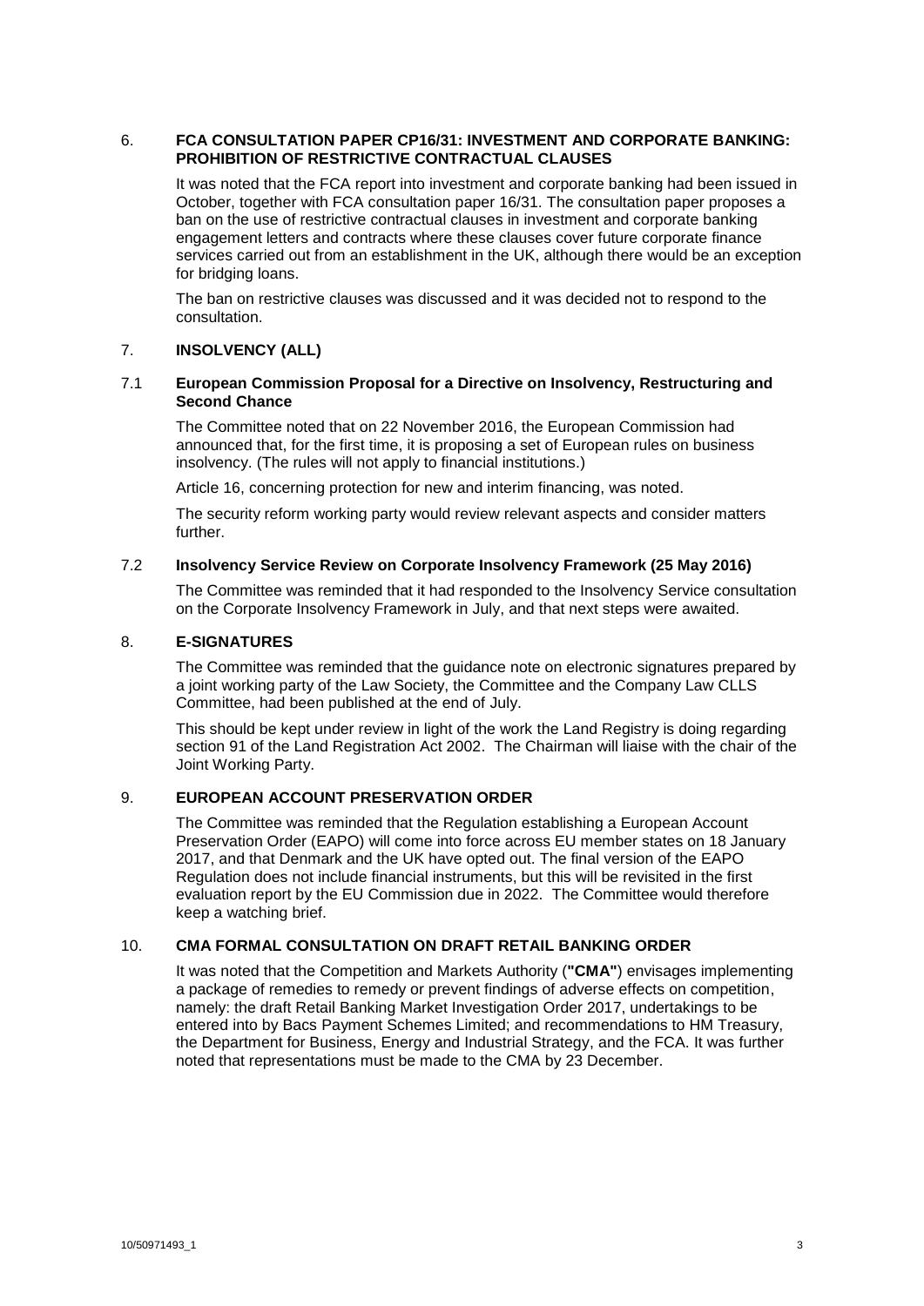## 6. FCA CONSULTATION PAPER CP16/31: INVESTMENT AND CORPORATE BANKING: PROHIBITION OF RESTRICTIVE CONTRACTUAL CLAUSES

It was noted that the FCA report into investment and corporate banking had been issued in October, together with FCA consultation paper 16/31. The consultation paper proposes a ban on the use of restrictive contractual clauses in investment and corporate banking engagement letters and contracts where these clauses cover future corporate finance services carried out from an establishment in the UK, although there would be an exception for bridging loans.

The ban on restrictive clauses was discussed and it was decided not to respond to the consultation.

## 7. INSOLVENCY (ALL)

### 7.1 European Commission Proposal for a Directive on Insolvency, Restructuring and Second Chance

The Committee noted that on 22 November 2016, the European Commission had announced that, for the first time, it is proposing a set of European rules on business insolvency. (The rules will not apply to financial institutions.)

Article 16, concerning protection for new and interim financing, was noted.

The security reform working party would review relevant aspects and consider matters further.

### 7.2 Insolvency Service Review on Corporate Insolvency Framework (25 May 2016)

The Committee was reminded that it had responded to the Insolvency Service consultation on the Corporate Insolvency Framework in July, and that next steps were awaited.

## 8. E-SIGNATURES

The Committee was reminded that the guidance note on electronic signatures prepared by a joint working party of the Law Society, the Committee and the Company Law CLLS Committee, had been published at the end of July.

This should be kept under review in light of the work the Land Registry is doing regarding section 91 of the Land Registration Act 2002. The Chairman will liaise with the chair of the Joint Working Party.

## 9. EUROPEAN ACCOUNT PRESERVATION ORDER

The Committee was reminded that the Regulation establishing a European Account Preservation Order (EAPO) will come into force across EU member states on 18 January 2017, and that Denmark and the UK have opted out. The final version of the EAPO Regulation does not include financial instruments, but this will be revisited in the first evaluation report by the EU Commission due in 2022. The Committee would therefore keep a watching brief.

## 10. CMA FORMAL CONSULTATION ON DRAFT RETAIL BANKING ORDER

It was noted that the Competition and Markets Authority (**"CMA"**) envisages implementing a package of remedies to remedy or prevent findings of adverse effects on competition, namely: the draft Retail Banking Market Investigation Order 2017, undertakings to be entered into by Bacs Payment Schemes Limited; and recommendations to HM Treasury, the Department for Business, Energy and Industrial Strategy, and the FCA. It was further noted that representations must be made to the CMA by 23 December.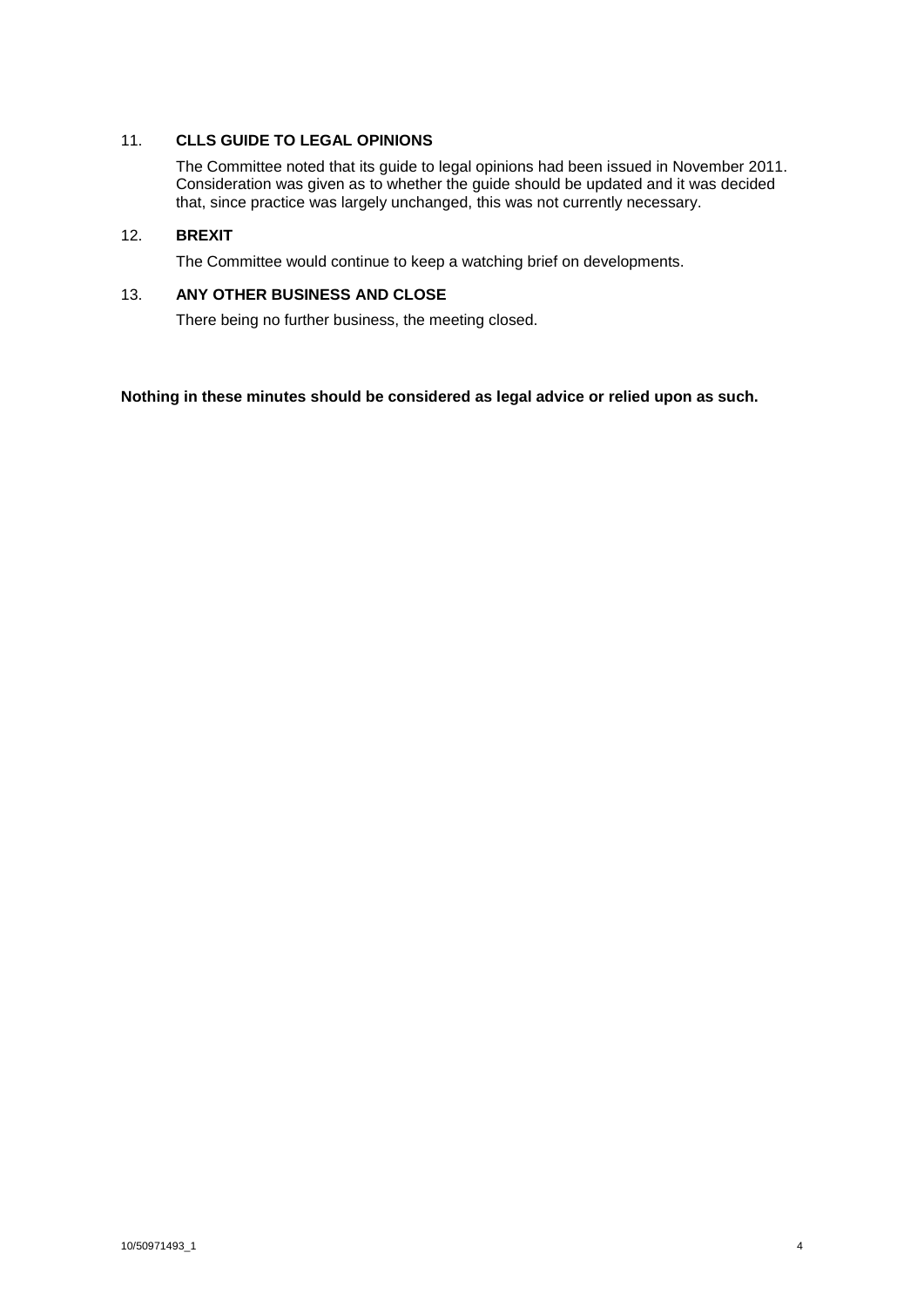11. **CLLS GUIDE TO LEGAL OPINIONS**

    The Committee noted that its guide to legal opinions had been issued in November 2011. Consideration was given as to whether the guide should be updated and it was decided that, since practice was largely unchanged, this was not currently necessary.

12. **BREXIT**

    The Committee would continue to keep a watching brief on developments.

13. **ANY OTHER BUSINESS AND CLOSE**

    There being no further business, the meeting closed.

**Nothing in these minutes should be considered as legal advice or relied upon as such.**